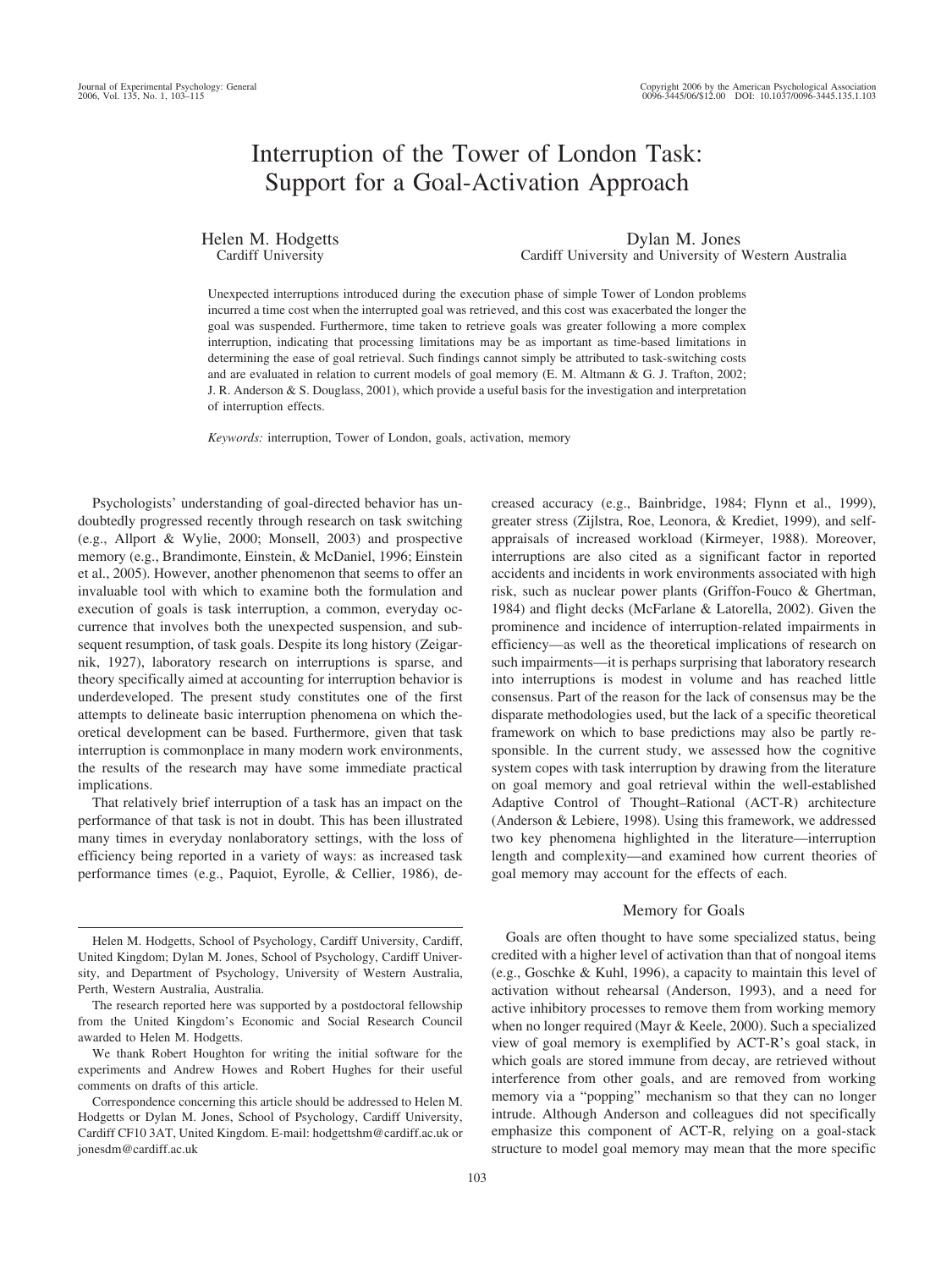# Interruption of the Tower of London Task: Support for a Goal-Activation Approach

Helen M. Hodgetts
Cardiff University

Dylan M. Jones
Cardiff University and University of Western Australia

Unexpected interruptions introduced during the execution phase of simple Tower of London problems incurred a time cost when the interrupted goal was retrieved, and this cost was exacerbated the longer the goal was suspended. Furthermore, time taken to retrieve goals was greater following a more complex interruption, indicating that processing limitations may be as important as time-based limitations in determining the ease of goal retrieval. Such findings cannot simply be attributed to task-switching costs and are evaluated in relation to current models of goal memory (E. M. Altmann & G. J. Trafton, 2002; J. R. Anderson & S. Douglass, 2001), which provide a useful basis for the investigation and interpretation of interruption effects.

*Keywords:* interruption, Tower of London, goals, activation, memory

Psychologists' understanding of goal-directed behavior has undoubtedly progressed recently through research on task switching (e.g., Allport & Wylie, 2000; Monsell, 2003) and prospective memory (e.g., Brandimonte, Einstein, & McDaniel, 1996; Einstein et al., 2005). However, another phenomenon that seems to offer an invaluable tool with which to examine both the formulation and execution of goals is task interruption, a common, everyday occurrence that involves both the unexpected suspension, and subsequent resumption, of task goals. Despite its long history (Zeigarnik, 1927), laboratory research on interruptions is sparse, and theory specifically aimed at accounting for interruption behavior is underdeveloped. The present study constitutes one of the first attempts to delineate basic interruption phenomena on which theoretical development can be based. Furthermore, given that task interruption is commonplace in many modern work environments, the results of the research may have some immediate practical implications.

That relatively brief interruption of a task has an impact on the performance of that task is not in doubt. This has been illustrated many times in everyday nonlaboratory settings, with the loss of efficiency being reported in a variety of ways: as increased task performance times (e.g., Paquiot, Eyrolle, & Cellier, 1986), decreased accuracy (e.g., Bainbridge, 1984; Flynn et al., 1999), greater stress (Zijlstra, Roe, Leonora, & Krediet, 1999), and self-appraisals of increased workload (Kirmeyer, 1988). Moreover, interruptions are also cited as a significant factor in reported accidents and incidents in work environments associated with high risk, such as nuclear power plants (Griffon-Fouco & Ghertman, 1984) and flight decks (McFarlane & Latorella, 2002). Given the prominence and incidence of interruption-related impairments in efficiency—as well as the theoretical implications of research on such impairments—it is perhaps surprising that laboratory research into interruptions is modest in volume and has reached little consensus. Part of the reason for the lack of consensus may be the disparate methodologies used, but the lack of a specific theoretical framework on which to base predictions may also be partly responsible. In the current study, we assessed how the cognitive system copes with task interruption by drawing from the literature on goal memory and goal retrieval within the well-established Adaptive Control of Thought–Rational (ACT-R) architecture (Anderson & Lebiere, 1998). Using this framework, we addressed two key phenomena highlighted in the literature—interruption length and complexity—and examined how current theories of goal memory may account for the effects of each.

## Memory for Goals

Goals are often thought to have some specialized status, being credited with a higher level of activation than that of nongoal items (e.g., Goschke & Kuhl, 1996), a capacity to maintain this level of activation without rehearsal (Anderson, 1993), and a need for active inhibitory processes to remove them from working memory when no longer required (Mayr & Keele, 2000). Such a specialized view of goal memory is exemplified by ACT-R's goal stack, in which goals are stored immune from decay, are retrieved without interference from other goals, and are removed from working memory via a "popping" mechanism so that they can no longer intrude. Although Anderson and colleagues did not specifically emphasize this component of ACT-R, relying on a goal-stack structure to model goal memory may mean that the more specific

---

Helen M. Hodgetts, School of Psychology, Cardiff University, Cardiff, United Kingdom; Dylan M. Jones, School of Psychology, Cardiff University, and Department of Psychology, University of Western Australia, Perth, Western Australia, Australia.

The research reported here was supported by a postdoctoral fellowship from the United Kingdom's Economic and Social Research Council awarded to Helen M. Hodgetts.

We thank Robert Houghton for writing the initial software for the experiments and Andrew Howes and Robert Hughes for their useful comments on drafts of this article.

Correspondence concerning this article should be addressed to Helen M. Hodgetts or Dylan M. Jones, School of Psychology, Cardiff University, Cardiff CF10 3AT, United Kingdom. E-mail: hodgettshm@cardiff.ac.uk or jonesdm@cardiff.ac.uk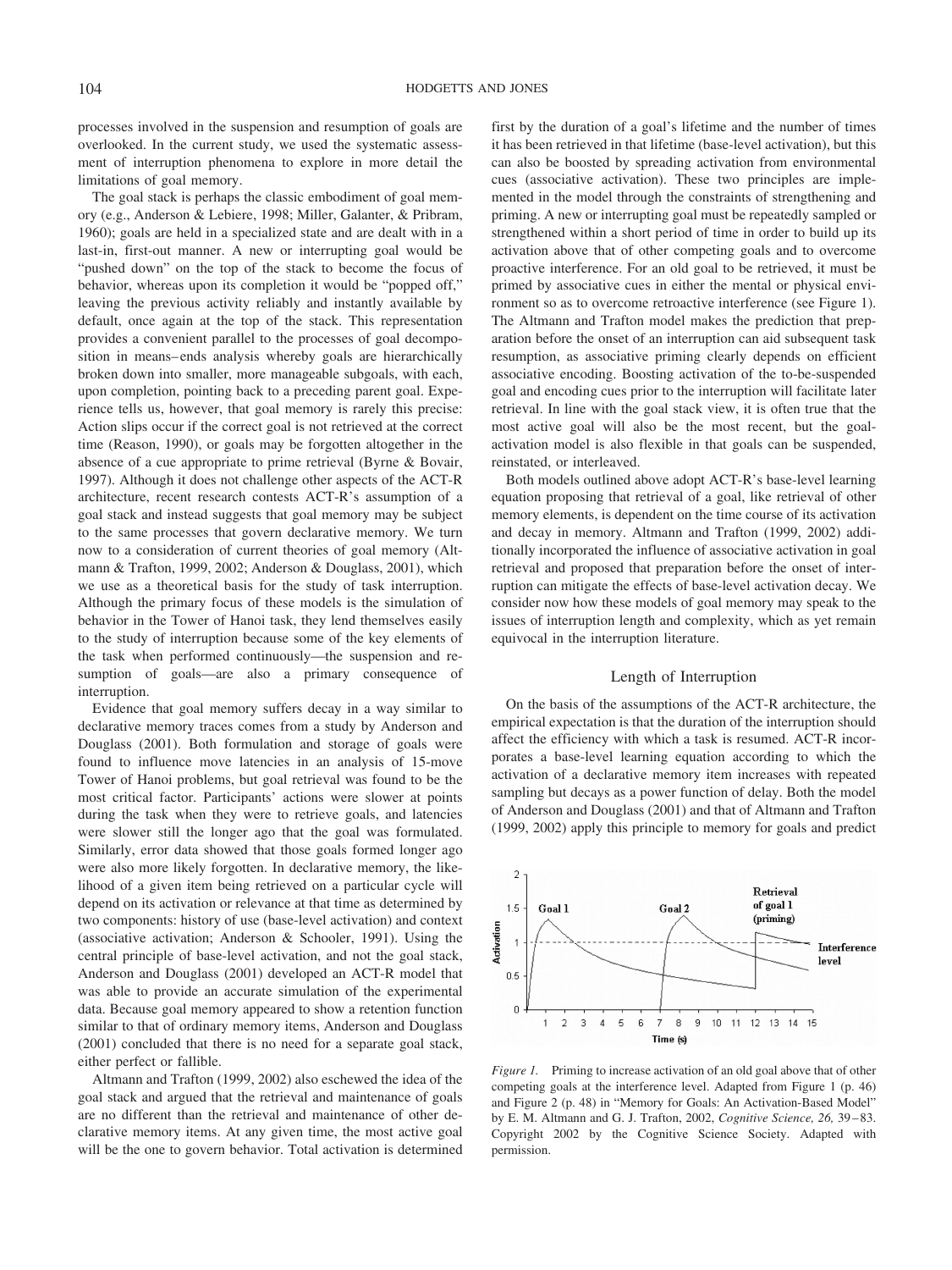processes involved in the suspension and resumption of goals are overlooked. In the current study, we used the systematic assessment of interruption phenomena to explore in more detail the limitations of goal memory.

The goal stack is perhaps the classic embodiment of goal memory (e.g., Anderson & Lebiere, 1998; Miller, Galanter, & Pribram, 1960); goals are held in a specialized state and are dealt with in a last-in, first-out manner. A new or interrupting goal would be "pushed down" on the top of the stack to become the focus of behavior, whereas upon its completion it would be "popped off," leaving the previous activity reliably and instantly available by default, once again at the top of the stack. This representation provides a convenient parallel to the processes of goal decomposition in means–ends analysis whereby goals are hierarchically broken down into smaller, more manageable subgoals, with each, upon completion, pointing back to a preceding parent goal. Experience tells us, however, that goal memory is rarely this precise: Action slips occur if the correct goal is not retrieved at the correct time (Reason, 1990), or goals may be forgotten altogether in the absence of a cue appropriate to prime retrieval (Byrne & Bovair, 1997). Although it does not challenge other aspects of the ACT-R architecture, recent research contests ACT-R's assumption of a goal stack and instead suggests that goal memory may be subject to the same processes that govern declarative memory. We turn now to a consideration of current theories of goal memory (Altmann & Trafton, 1999, 2002; Anderson & Douglass, 2001), which we use as a theoretical basis for the study of task interruption. Although the primary focus of these models is the simulation of behavior in the Tower of Hanoi task, they lend themselves easily to the study of interruption because some of the key elements of the task when performed continuously—the suspension and resumption of goals—are also a primary consequence of interruption.

Evidence that goal memory suffers decay in a way similar to declarative memory traces comes from a study by Anderson and Douglass (2001). Both formulation and storage of goals were found to influence move latencies in an analysis of 15-move Tower of Hanoi problems, but goal retrieval was found to be the most critical factor. Participants' actions were slower at points during the task when they were to retrieve goals, and latencies were slower still the longer ago that the goal was formulated. Similarly, error data showed that those goals formed longer ago were also more likely forgotten. In declarative memory, the likelihood of a given item being retrieved on a particular cycle will depend on its activation or relevance at that time as determined by two components: history of use (base-level activation) and context (associative activation; Anderson & Schooler, 1991). Using the central principle of base-level activation, and not the goal stack, Anderson and Douglass (2001) developed an ACT-R model that was able to provide an accurate simulation of the experimental data. Because goal memory appeared to show a retention function similar to that of ordinary memory items, Anderson and Douglass (2001) concluded that there is no need for a separate goal stack, either perfect or fallible.

Altmann and Trafton (1999, 2002) also eschewed the idea of the goal stack and argued that the retrieval and maintenance of goals are no different than the retrieval and maintenance of other declarative memory items. At any given time, the most active goal will be the one to govern behavior. Total activation is determined first by the duration of a goal's lifetime and the number of times it has been retrieved in that lifetime (base-level activation), but this can also be boosted by spreading activation from environmental cues (associative activation). These two principles are implemented in the model through the constraints of strengthening and priming. A new or interrupting goal must be repeatedly sampled or strengthened within a short period of time in order to build up its activation above that of other competing goals and to overcome proactive interference. For an old goal to be retrieved, it must be primed by associative cues in either the mental or physical environment so as to overcome retroactive interference (see Figure 1). The Altmann and Trafton model makes the prediction that preparation before the onset of an interruption can aid subsequent task resumption, as associative priming clearly depends on efficient associative encoding. Boosting activation of the to-be-suspended goal and encoding cues prior to the interruption will facilitate later retrieval. In line with the goal stack view, it is often true that the most active goal will also be the most recent, but the goal-activation model is also flexible in that goals can be suspended, reinstated, or interleaved.

Both models outlined above adopt ACT-R's base-level learning equation proposing that retrieval of a goal, like retrieval of other memory elements, is dependent on the time course of its activation and decay in memory. Altmann and Trafton (1999, 2002) additionally incorporated the influence of associative activation in goal retrieval and proposed that preparation before the onset of interruption can mitigate the effects of base-level activation decay. We consider now how these models of goal memory may speak to the issues of interruption length and complexity, which as yet remain equivocal in the interruption literature.

## Length of Interruption

On the basis of the assumptions of the ACT-R architecture, the empirical expectation is that the duration of the interruption should affect the efficiency with which a task is resumed. ACT-R incorporates a base-level learning equation according to which the activation of a declarative memory item increases with repeated sampling but decays as a power function of delay. Both the model of Anderson and Douglass (2001) and that of Altmann and Trafton (1999, 2002) apply this principle to memory for goals and predict

Activation
2
1.5
1
0.5
0
Goal 1
Goal 2
Retrieval of goal 1 (priming)
Interference level
1 2 3 4 5 6 7 8 9 10 11 12 13 14 15
Time (s)

*Figure 1.* Priming to increase activation of an old goal above that of other competing goals at the interference level. Adapted from Figure 1 (p. 46) and Figure 2 (p. 48) in "Memory for Goals: An Activation-Based Model" by E. M. Altmann and G. J. Trafton, 2002, *Cognitive Science, 26,* 39–83. Copyright 2002 by the Cognitive Science Society. Adapted with permission.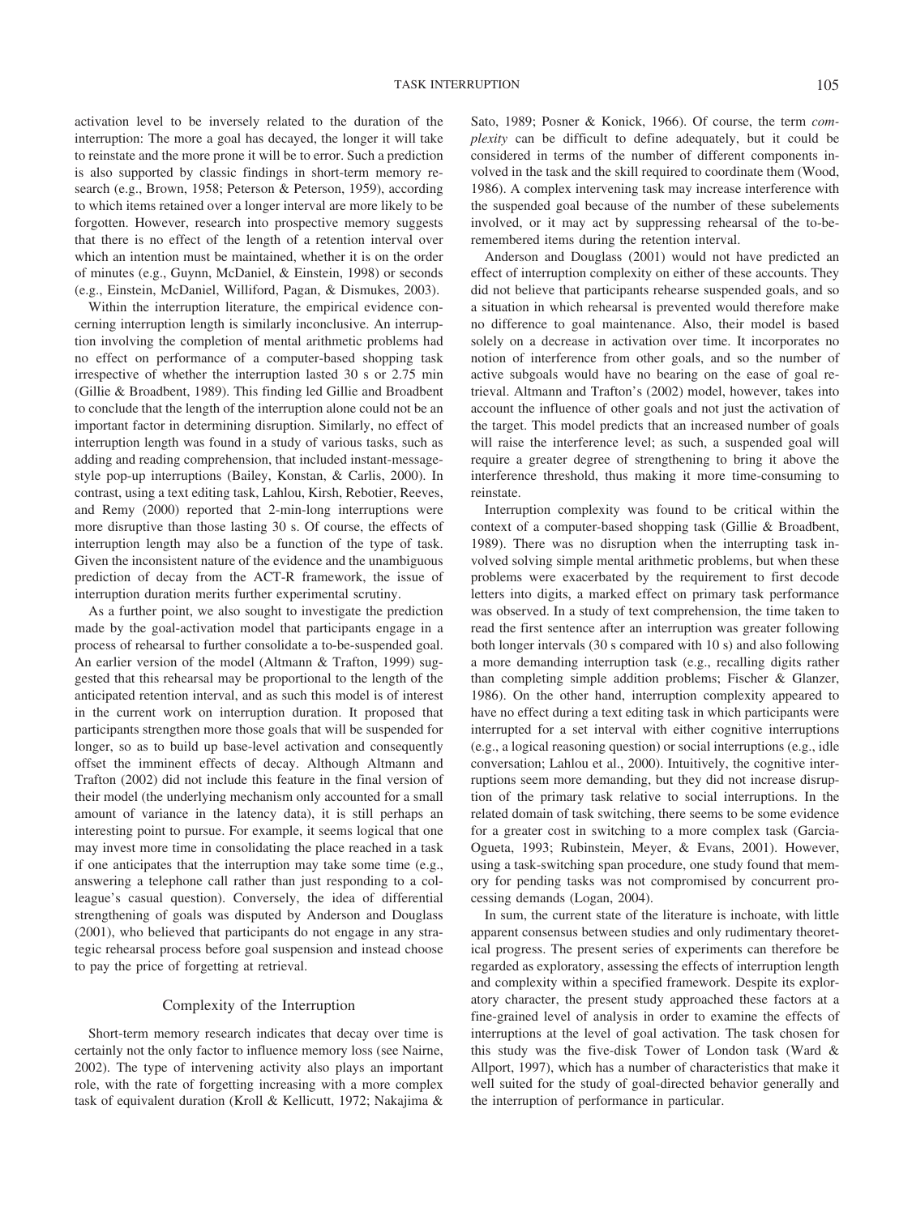activation level to be inversely related to the duration of the interruption: The more a goal has decayed, the longer it will take to reinstate and the more prone it will be to error. Such a prediction is also supported by classic findings in short-term memory research (e.g., Brown, 1958; Peterson & Peterson, 1959), according to which items retained over a longer interval are more likely to be forgotten. However, research into prospective memory suggests that there is no effect of the length of a retention interval over which an intention must be maintained, whether it is on the order of minutes (e.g., Guynn, McDaniel, & Einstein, 1998) or seconds (e.g., Einstein, McDaniel, Williford, Pagan, & Dismukes, 2003).

Within the interruption literature, the empirical evidence concerning interruption length is similarly inconclusive. An interruption involving the completion of mental arithmetic problems had no effect on performance of a computer-based shopping task irrespective of whether the interruption lasted 30 s or 2.75 min (Gillie & Broadbent, 1989). This finding led Gillie and Broadbent to conclude that the length of the interruption alone could not be an important factor in determining disruption. Similarly, no effect of interruption length was found in a study of various tasks, such as adding and reading comprehension, that included instant-message-style pop-up interruptions (Bailey, Konstan, & Carlis, 2000). In contrast, using a text editing task, Lahlou, Kirsh, Rebotier, Reeves, and Remy (2000) reported that 2-min-long interruptions were more disruptive than those lasting 30 s. Of course, the effects of interruption length may also be a function of the type of task. Given the inconsistent nature of the evidence and the unambiguous prediction of decay from the ACT-R framework, the issue of interruption duration merits further experimental scrutiny.

As a further point, we also sought to investigate the prediction made by the goal-activation model that participants engage in a process of rehearsal to further consolidate a to-be-suspended goal. An earlier version of the model (Altmann & Trafton, 1999) suggested that this rehearsal may be proportional to the length of the anticipated retention interval, and as such this model is of interest in the current work on interruption duration. It proposed that participants strengthen more those goals that will be suspended for longer, so as to build up base-level activation and consequently offset the imminent effects of decay. Although Altmann and Trafton (2002) did not include this feature in the final version of their model (the underlying mechanism only accounted for a small amount of variance in the latency data), it is still perhaps an interesting point to pursue. For example, it seems logical that one may invest more time in consolidating the place reached in a task if one anticipates that the interruption may take some time (e.g., answering a telephone call rather than just responding to a colleague's casual question). Conversely, the idea of differential strengthening of goals was disputed by Anderson and Douglass (2001), who believed that participants do not engage in any strategic rehearsal process before goal suspension and instead choose to pay the price of forgetting at retrieval.

## Complexity of the Interruption

Short-term memory research indicates that decay over time is certainly not the only factor to influence memory loss (see Nairne, 2002). The type of intervening activity also plays an important role, with the rate of forgetting increasing with a more complex task of equivalent duration (Kroll & Kellicutt, 1972; Nakajima & Sato, 1989; Posner & Konick, 1966). Of course, the term *complexity* can be difficult to define adequately, but it could be considered in terms of the number of different components involved in the task and the skill required to coordinate them (Wood, 1986). A complex intervening task may increase interference with the suspended goal because of the number of these subelements involved, or it may act by suppressing rehearsal of the to-be-remembered items during the retention interval.

Anderson and Douglass (2001) would not have predicted an effect of interruption complexity on either of these accounts. They did not believe that participants rehearse suspended goals, and so a situation in which rehearsal is prevented would therefore make no difference to goal maintenance. Also, their model is based solely on a decrease in activation over time. It incorporates no notion of interference from other goals, and so the number of active subgoals would have no bearing on the ease of goal retrieval. Altmann and Trafton's (2002) model, however, takes into account the influence of other goals and not just the activation of the target. This model predicts that an increased number of goals will raise the interference level; as such, a suspended goal will require a greater degree of strengthening to bring it above the interference threshold, thus making it more time-consuming to reinstate.

Interruption complexity was found to be critical within the context of a computer-based shopping task (Gillie & Broadbent, 1989). There was no disruption when the interrupting task involved solving simple mental arithmetic problems, but when these problems were exacerbated by the requirement to first decode letters into digits, a marked effect on primary task performance was observed. In a study of text comprehension, the time taken to read the first sentence after an interruption was greater following both longer intervals (30 s compared with 10 s) and also following a more demanding interruption task (e.g., recalling digits rather than completing simple addition problems; Fischer & Glanzer, 1986). On the other hand, interruption complexity appeared to have no effect during a text editing task in which participants were interrupted for a set interval with either cognitive interruptions (e.g., a logical reasoning question) or social interruptions (e.g., idle conversation; Lahlou et al., 2000). Intuitively, the cognitive interruptions seem more demanding, but they did not increase disruption of the primary task relative to social interruptions. In the related domain of task switching, there seems to be some evidence for a greater cost in switching to a more complex task (Garcia-Ogueta, 1993; Rubinstein, Meyer, & Evans, 2001). However, using a task-switching span procedure, one study found that memory for pending tasks was not compromised by concurrent processing demands (Logan, 2004).

In sum, the current state of the literature is inchoate, with little apparent consensus between studies and only rudimentary theoretical progress. The present series of experiments can therefore be regarded as exploratory, assessing the effects of interruption length and complexity within a specified framework. Despite its exploratory character, the present study approached these factors at a fine-grained level of analysis in order to examine the effects of interruptions at the level of goal activation. The task chosen for this study was the five-disk Tower of London task (Ward & Allport, 1997), which has a number of characteristics that make it well suited for the study of goal-directed behavior generally and the interruption of performance in particular.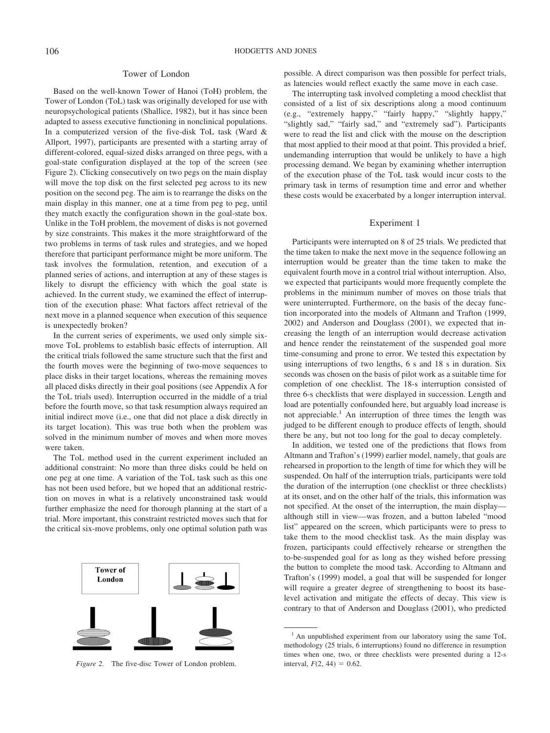## Tower of London

Based on the well-known Tower of Hanoi (ToH) problem, the Tower of London (ToL) task was originally developed for use with neuropsychological patients (Shallice, 1982), but it has since been adapted to assess executive functioning in nonclinical populations. In a computerized version of the five-disk ToL task (Ward & Allport, 1997), participants are presented with a starting array of different-colored, equal-sized disks arranged on three pegs, with a goal-state configuration displayed at the top of the screen (see Figure 2). Clicking consecutively on two pegs on the main display will move the top disk on the first selected peg across to its new position on the second peg. The aim is to rearrange the disks on the main display in this manner, one at a time from peg to peg, until they match exactly the configuration shown in the goal-state box. Unlike in the ToH problem, the movement of disks is not governed by size constraints. This makes it the more straightforward of the two problems in terms of task rules and strategies, and we hoped therefore that participant performance might be more uniform. The task involves the formulation, retention, and execution of a planned series of actions, and interruption at any of these stages is likely to disrupt the efficiency with which the goal state is achieved. In the current study, we examined the effect of interruption of the execution phase: What factors affect retrieval of the next move in a planned sequence when execution of this sequence is unexpectedly broken?

In the current series of experiments, we used only simple six-move ToL problems to establish basic effects of interruption. All the critical trials followed the same structure such that the first and the fourth moves were the beginning of two-move sequences to place disks in their target locations, whereas the remaining moves all placed disks directly in their goal positions (see Appendix A for the ToL trials used). Interruption occurred in the middle of a trial before the fourth move, so that task resumption always required an initial indirect move (i.e., one that did not place a disk directly in its target location). This was true both when the problem was solved in the minimum number of moves and when more moves were taken.

The ToL method used in the current experiment included an additional constraint: No more than three disks could be held on one peg at one time. A variation of the ToL task such as this one has not been used before, but we hoped that an additional restriction on moves in what is a relatively unconstrained task would further emphasize the need for thorough planning at the start of a trial. More important, this constraint restricted moves such that for the critical six-move problems, only one optimal solution path was possible. A direct comparison was then possible for perfect trials, as latencies would reflect exactly the same move in each case.

*Figure 2.* The five-disc Tower of London problem.

The interrupting task involved completing a mood checklist that consisted of a list of six descriptions along a mood continuum (e.g., "extremely happy," "fairly happy," "slightly happy," "slightly sad," "fairly sad," and "extremely sad"). Participants were to read the list and click with the mouse on the description that most applied to their mood at that point. This provided a brief, undemanding interruption that would be unlikely to have a high processing demand. We began by examining whether interruption of the execution phase of the ToL task would incur costs to the primary task in terms of resumption time and error and whether these costs would be exacerbated by a longer interruption interval.

## Experiment 1

Participants were interrupted on 8 of 25 trials. We predicted that the time taken to make the next move in the sequence following an interruption would be greater than the time taken to make the equivalent fourth move in a control trial without interruption. Also, we expected that participants would more frequently complete the problems in the minimum number of moves on those trials that were uninterrupted. Furthermore, on the basis of the decay function incorporated into the models of Altmann and Trafton (1999, 2002) and Anderson and Douglass (2001), we expected that increasing the length of an interruption would decrease activation and hence render the reinstatement of the suspended goal more time-consuming and prone to error. We tested this expectation by using interruptions of two lengths, 6 s and 18 s in duration. Six seconds was chosen on the basis of pilot work as a suitable time for completion of one checklist. The 18-s interruption consisted of three 6-s checklists that were displayed in succession. Length and load are potentially confounded here, but arguably load increase is not appreciable.[1] An interruption of three times the length was judged to be different enough to produce effects of length, should there be any, but not too long for the goal to decay completely.

In addition, we tested one of the predictions that flows from Altmann and Trafton's (1999) earlier model, namely, that goals are rehearsed in proportion to the length of time for which they will be suspended. On half of the interruption trials, participants were told the duration of the interruption (one checklist or three checklists) at its onset, and on the other half of the trials, this information was not specified. At the onset of the interruption, the main display—although still in view—was frozen, and a button labeled "mood list" appeared on the screen, which participants were to press to take them to the mood checklist task. As the main display was frozen, participants could effectively rehearse or strengthen the to-be-suspended goal for as long as they wished before pressing the button to complete the mood task. According to Altmann and Trafton's (1999) model, a goal that will be suspended for longer will require a greater degree of strengthening to boost its base-level activation and mitigate the effects of decay. This view is contrary to that of Anderson and Douglass (2001), who predicted

[1] An unpublished experiment from our laboratory using the same ToL methodology (25 trials, 6 interruptions) found no difference in resumption times when one, two, or three checklists were presented during a 12-s interval, $F(2, 44) = 0.62$.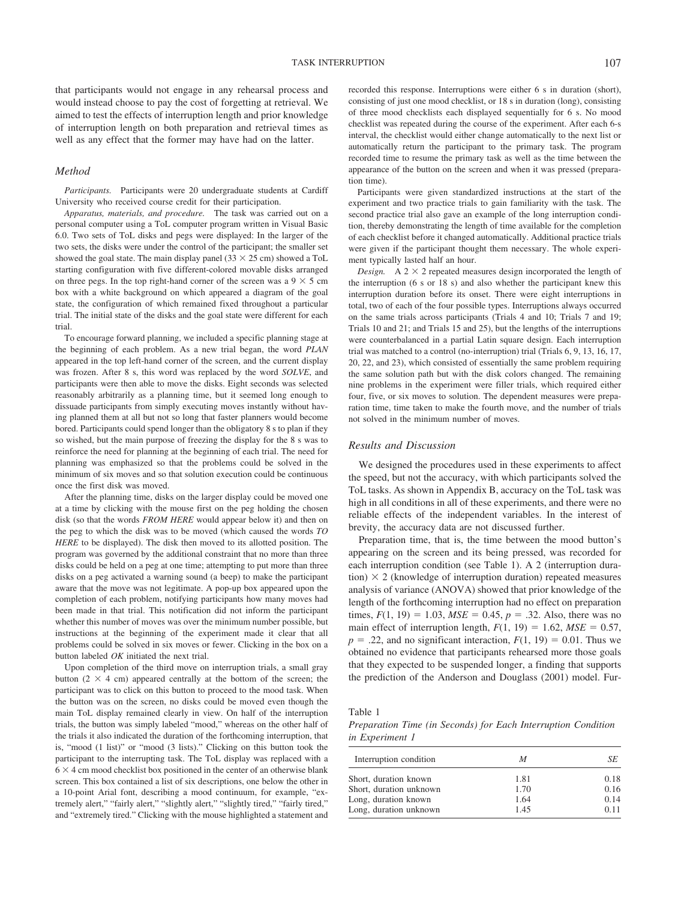that participants would not engage in any rehearsal process and would instead choose to pay the cost of forgetting at retrieval. We aimed to test the effects of interruption length and prior knowledge of interruption length on both preparation and retrieval times as well as any effect that the former may have had on the latter.

## Method

*Participants.* Participants were 20 undergraduate students at Cardiff University who received course credit for their participation.

*Apparatus, materials, and procedure.* The task was carried out on a personal computer using a ToL computer program written in Visual Basic 6.0. Two sets of ToL disks and pegs were displayed: In the larger of the two sets, the disks were under the control of the participant; the smaller set showed the goal state. The main display panel ($33 \times 25$ cm) showed a ToL starting configuration with five different-colored movable disks arranged on three pegs. In the top right-hand corner of the screen was a $9 \times 5$ cm box with a white background on which appeared a diagram of the goal state, the configuration of which remained fixed throughout a particular trial. The initial state of the disks and the goal state were different for each trial.

To encourage forward planning, we included a specific planning stage at the beginning of each problem. As a new trial began, the word *PLAN* appeared in the top left-hand corner of the screen, and the current display was frozen. After 8 s, this word was replaced by the word *SOLVE*, and participants were then able to move the disks. Eight seconds was selected reasonably arbitrarily as a planning time, but it seemed long enough to dissuade participants from simply executing moves instantly without having planned them at all but not so long that faster planners would become bored. Participants could spend longer than the obligatory 8 s to plan if they so wished, but the main purpose of freezing the display for the 8 s was to reinforce the need for planning at the beginning of each trial. The need for planning was emphasized so that the problems could be solved in the minimum of six moves and so that solution execution could be continuous once the first disk was moved.

After the planning time, disks on the larger display could be moved one at a time by clicking with the mouse first on the peg holding the chosen disk (so that the words *FROM HERE* would appear below it) and then on the peg to which the disk was to be moved (which caused the words *TO HERE* to be displayed). The disk then moved to its allotted position. The program was governed by the additional constraint that no more than three disks could be held on a peg at one time; attempting to put more than three disks on a peg activated a warning sound (a beep) to make the participant aware that the move was not legitimate. A pop-up box appeared upon the completion of each problem, notifying participants how many moves had been made in that trial. This notification did not inform the participant whether this number of moves was over the minimum number possible, but instructions at the beginning of the experiment made it clear that all problems could be solved in six moves or fewer. Clicking in the box on a button labeled *OK* initiated the next trial.

Upon completion of the third move on interruption trials, a small gray button ($2 \times 4$ cm) appeared centrally at the bottom of the screen; the participant was to click on this button to proceed to the mood task. When the button was on the screen, no disks could be moved even though the main ToL display remained clearly in view. On half of the interruption trials, the button was simply labeled "mood," whereas on the other half of the trials it also indicated the duration of the forthcoming interruption, that is, "mood (1 list)" or "mood (3 lists)." Clicking on this button took the participant to the interrupting task. The ToL display was replaced with a $6 \times 4$ cm mood checklist box positioned in the center of an otherwise blank screen. This box contained a list of six descriptions, one below the other in a 10-point Arial font, describing a mood continuum, for example, "extremely alert," "fairly alert," "slightly alert," "slightly tired," "fairly tired," and "extremely tired." Clicking with the mouse highlighted a statement and recorded this response. Interruptions were either 6 s in duration (short), consisting of just one mood checklist, or 18 s in duration (long), consisting of three mood checklists each displayed sequentially for 6 s. No mood checklist was repeated during the course of the experiment. After each 6-s interval, the checklist would either change automatically to the next list or automatically return the participant to the primary task. The program recorded time to resume the primary task as well as the time between the appearance of the button on the screen and when it was pressed (preparation time).

Participants were given standardized instructions at the start of the experiment and two practice trials to gain familiarity with the task. The second practice trial also gave an example of the long interruption condition, thereby demonstrating the length of time available for the completion of each checklist before it changed automatically. Additional practice trials were given if the participant thought them necessary. The whole experiment typically lasted half an hour.

*Design.* A $2 \times 2$ repeated measures design incorporated the length of the interruption (6 s or 18 s) and also whether the participant knew this interruption duration before its onset. There were eight interruptions in total, two of each of the four possible types. Interruptions always occurred on the same trials across participants (Trials 4 and 10; Trials 7 and 19; Trials 10 and 21; and Trials 15 and 25), but the lengths of the interruptions were counterbalanced in a partial Latin square design. Each interruption trial was matched to a control (no-interruption) trial (Trials 6, 9, 13, 16, 17, 20, 22, and 23), which consisted of essentially the same problem requiring the same solution path but with the disk colors changed. The remaining nine problems in the experiment were filler trials, which required either four, five, or six moves to solution. The dependent measures were preparation time, time taken to make the fourth move, and the number of trials not solved in the minimum number of moves.

## Results and Discussion

We designed the procedures used in these experiments to affect the speed, but not the accuracy, with which participants solved the ToL tasks. As shown in Appendix B, accuracy on the ToL task was high in all conditions in all of these experiments, and there were no reliable effects of the independent variables. In the interest of brevity, the accuracy data are not discussed further.

Preparation time, that is, the time between the mood button's appearing on the screen and its being pressed, was recorded for each interruption condition (see Table 1). A 2 (interruption duration) $\times$ 2 (knowledge of interruption duration) repeated measures analysis of variance (ANOVA) showed that prior knowledge of the length of the forthcoming interruption had no effect on preparation times, $F(1, 19) = 1.03$, $MSE = 0.45$, $p = .32$. Also, there was no main effect of interruption length, $F(1, 19) = 1.62$, $MSE = 0.57$, $p = .22$, and no significant interaction, $F(1, 19) = 0.01$. Thus we obtained no evidence that participants rehearsed more those goals that they expected to be suspended longer, a finding that supports the prediction of the Anderson and Douglass (2001) model. Fur-

Table 1
*Preparation Time (in Seconds) for Each Interruption Condition in Experiment 1*

| Interruption condition | *M* | *SE* |
|---|---|---|
| Short, duration known | 1.81 | 0.18 |
| Short, duration unknown | 1.70 | 0.16 |
| Long, duration known | 1.64 | 0.14 |
| Long, duration unknown | 1.45 | 0.11 |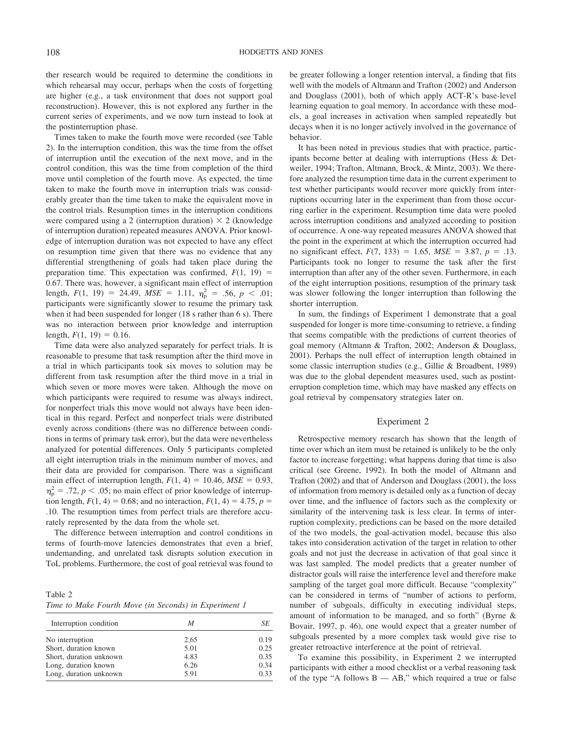ther research would be required to determine the conditions in which rehearsal may occur, perhaps when the costs of forgetting are higher (e.g., a task environment that does not support goal reconstruction). However, this is not explored any further in the current series of experiments, and we now turn instead to look at the postinterruption phase.

Times taken to make the fourth move were recorded (see Table 2). In the interruption condition, this was the time from the offset of interruption until the execution of the next move, and in the control condition, this was the time from completion of the third move until completion of the fourth move. As expected, the time taken to make the fourth move in interruption trials was considerably greater than the time taken to make the equivalent move in the control trials. Resumption times in the interruption conditions were compared using a 2 (interruption duration) × 2 (knowledge of interruption duration) repeated measures ANOVA. Prior knowledge of interruption duration was not expected to have any effect on resumption time given that there was no evidence that any differential strengthening of goals had taken place during the preparation time. This expectation was confirmed, $F(1, 19) = 0.67$. There was, however, a significant main effect of interruption length, $F(1, 19) = 24.49$, $MSE = 1.11$, $\eta_p^2 = .56$, $p < .01$; participants were significantly slower to resume the primary task when it had been suspended for longer (18 s rather than 6 s). There was no interaction between prior knowledge and interruption length, $F(1, 19) = 0.16$.

Time data were also analyzed separately for perfect trials. It is reasonable to presume that task resumption after the third move in a trial in which participants took six moves to solution may be different from task resumption after the third move in a trial in which seven or more moves were taken. Although the move on which participants were required to resume was always indirect, for nonperfect trials this move would not always have been identical in this regard. Perfect and nonperfect trials were distributed evenly across conditions (there was no difference between conditions in terms of primary task error), but the data were nevertheless analyzed for potential differences. Only 5 participants completed all eight interruption trials in the minimum number of moves, and their data are provided for comparison. There was a significant main effect of interruption length, $F(1, 4) = 10.46$, $MSE = 0.93$, $\eta_p^2 = .72$, $p < .05$; no main effect of prior knowledge of interruption length, $F(1, 4) = 0.68$; and no interaction, $F(1, 4) = 4.75$, $p = .10$. The resumption times from perfect trials are therefore accurately represented by the data from the whole set.

The difference between interruption and control conditions in terms of fourth-move latencies demonstrates that even a brief, undemanding, and unrelated task disrupts solution execution in ToL problems. Furthermore, the cost of goal retrieval was found to be greater following a longer retention interval, a finding that fits well with the models of Altmann and Trafton (2002) and Anderson and Douglass (2001), both of which apply ACT-R's base-level learning equation to goal memory. In accordance with these models, a goal increases in activation when sampled repeatedly but decays when it is no longer actively involved in the governance of behavior.

Table 2
*Time to Make Fourth Move (in Seconds) in Experiment 1*

| Interruption condition | *M* | *SE* |
|---|---|---|
| No interruption | 2.65 | 0.19 |
| Short, duration known | 5.01 | 0.25 |
| Short, duration unknown | 4.83 | 0.35 |
| Long, duration known | 6.26 | 0.34 |
| Long, duration unknown | 5.91 | 0.33 |

It has been noted in previous studies that with practice, participants become better at dealing with interruptions (Hess & Detweiler, 1994; Trafton, Altmann, Brock, & Mintz, 2003). We therefore analyzed the resumption time data in the current experiment to test whether participants would recover more quickly from interruptions occurring later in the experiment than from those occurring earlier in the experiment. Resumption time data were pooled across interruption conditions and analyzed according to position of occurrence. A one-way repeated measures ANOVA showed that the point in the experiment at which the interruption occurred had no significant effect, $F(7, 133) = 1.65$, $MSE = 3.87$, $p = .13$. Participants took no longer to resume the task after the first interruption than after any of the other seven. Furthermore, in each of the eight interruption positions, resumption of the primary task was slower following the longer interruption than following the shorter interruption.

In sum, the findings of Experiment 1 demonstrate that a goal suspended for longer is more time-consuming to retrieve, a finding that seems compatible with the predictions of current theories of goal memory (Altmann & Trafton, 2002; Anderson & Douglass, 2001). Perhaps the null effect of interruption length obtained in some classic interruption studies (e.g., Gillie & Broadbent, 1989) was due to the global dependent measures used, such as postinterruption completion time, which may have masked any effects on goal retrieval by compensatory strategies later on.

## Experiment 2

Retrospective memory research has shown that the length of time over which an item must be retained is unlikely to be the only factor to increase forgetting; what happens during that time is also critical (see Greene, 1992). In both the model of Altmann and Trafton (2002) and that of Anderson and Douglass (2001), the loss of information from memory is detailed only as a function of decay over time, and the influence of factors such as the complexity or similarity of the intervening task is less clear. In terms of interruption complexity, predictions can be based on the more detailed of the two models, the goal-activation model, because this also takes into consideration activation of the target in relation to other goals and not just the decrease in activation of that goal since it was last sampled. The model predicts that a greater number of distractor goals will raise the interference level and therefore make sampling of the target goal more difficult. Because "complexity" can be considered in terms of "number of actions to perform, number of subgoals, difficulty in executing individual steps, amount of information to be managed, and so forth" (Byrne & Bovair, 1997, p. 46), one would expect that a greater number of subgoals presented by a more complex task would give rise to greater retroactive interference at the point of retrieval.

To examine this possibility, in Experiment 2 we interrupted participants with either a mood checklist or a verbal reasoning task of the type "A follows B — AB," which required a true or false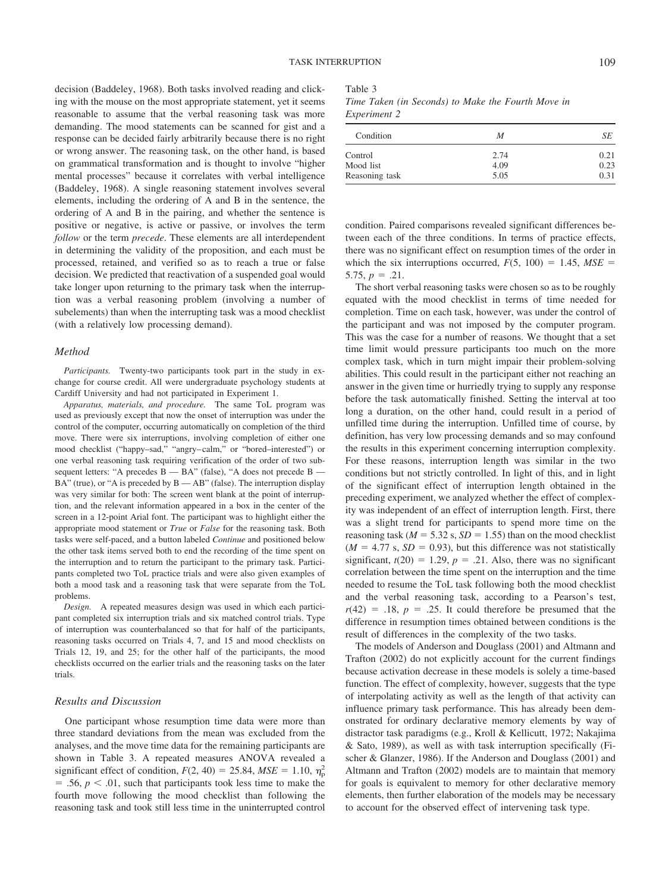decision (Baddeley, 1968). Both tasks involved reading and clicking with the mouse on the most appropriate statement, yet it seems reasonable to assume that the verbal reasoning task was more demanding. The mood statements can be scanned for gist and a response can be decided fairly arbitrarily because there is no right or wrong answer. The reasoning task, on the other hand, is based on grammatical transformation and is thought to involve "higher mental processes" because it correlates with verbal intelligence (Baddeley, 1968). A single reasoning statement involves several elements, including the ordering of A and B in the sentence, the ordering of A and B in the pairing, and whether the sentence is positive or negative, is active or passive, or involves the term *follow* or the term *precede*. These elements are all interdependent in determining the validity of the proposition, and each must be processed, retained, and verified so as to reach a true or false decision. We predicted that reactivation of a suspended goal would take longer upon returning to the primary task when the interruption was a verbal reasoning problem (involving a number of subelements) than when the interrupting task was a mood checklist (with a relatively low processing demand).

### Method

*Participants.* Twenty-two participants took part in the study in exchange for course credit. All were undergraduate psychology students at Cardiff University and had not participated in Experiment 1.

*Apparatus, materials, and procedure.* The same ToL program was used as previously except that now the onset of interruption was under the control of the computer, occurring automatically on completion of the third move. There were six interruptions, involving completion of either one mood checklist ("happy–sad," "angry–calm," or "bored–interested") or one verbal reasoning task requiring verification of the order of two subsequent letters: "A precedes B — BA" (false), "A does not precede B — BA" (true), or "A is preceded by B — AB" (false). The interruption display was very similar for both: The screen went blank at the point of interruption, and the relevant information appeared in a box in the center of the screen in a 12-point Arial font. The participant was to highlight either the appropriate mood statement or *True* or *False* for the reasoning task. Both tasks were self-paced, and a button labeled *Continue* and positioned below the other task items served both to end the recording of the time spent on the interruption and to return the participant to the primary task. Participants completed two ToL practice trials and were also given examples of both a mood task and a reasoning task that were separate from the ToL problems.

*Design.* A repeated measures design was used in which each participant completed six interruption trials and six matched control trials. Type of interruption was counterbalanced so that for half of the participants, reasoning tasks occurred on Trials 4, 7, and 15 and mood checklists on Trials 12, 19, and 25; for the other half of the participants, the mood checklists occurred on the earlier trials and the reasoning tasks on the later trials.

### Results and Discussion

One participant whose resumption time data were more than three standard deviations from the mean was excluded from the analyses, and the move time data for the remaining participants are shown in Table 3. A repeated measures ANOVA revealed a significant effect of condition, $F(2, 40) = 25.84$, $MSE = 1.10$, $\eta_p^2 = .56$, $p < .01$, such that participants took less time to make the fourth move following the mood checklist than following the reasoning task and took still less time in the uninterrupted control condition. Paired comparisons revealed significant differences between each of the three conditions. In terms of practice effects, there was no significant effect on resumption times of the order in which the six interruptions occurred, $F(5, 100) = 1.45$, $MSE = 5.75$, $p = .21$.

Table 3
*Time Taken (in Seconds) to Make the Fourth Move in Experiment 2*

| Condition | *M* | *SE* |
|---|---|---|
| Control | 2.74 | 0.21 |
| Mood list | 4.09 | 0.23 |
| Reasoning task | 5.05 | 0.31 |

The short verbal reasoning tasks were chosen so as to be roughly equated with the mood checklist in terms of time needed for completion. Time on each task, however, was under the control of the participant and was not imposed by the computer program. This was the case for a number of reasons. We thought that a set time limit would pressure participants too much on the more complex task, which in turn might impair their problem-solving abilities. This could result in the participant either not reaching an answer in the given time or hurriedly trying to supply any response before the task automatically finished. Setting the interval at too long a duration, on the other hand, could result in a period of unfilled time during the interruption. Unfilled time of course, by definition, has very low processing demands and so may confound the results in this experiment concerning interruption complexity. For these reasons, interruption length was similar in the two conditions but not strictly controlled. In light of this, and in light of the significant effect of interruption length obtained in the preceding experiment, we analyzed whether the effect of complexity was independent of an effect of interruption length. First, there was a slight trend for participants to spend more time on the reasoning task ($M = 5.32$ s, $SD = 1.55$) than on the mood checklist ($M = 4.77$ s, $SD = 0.93$), but this difference was not statistically significant, $t(20) = 1.29$, $p = .21$. Also, there was no significant correlation between the time spent on the interruption and the time needed to resume the ToL task following both the mood checklist and the verbal reasoning task, according to a Pearson's test, $r(42) = .18$, $p = .25$. It could therefore be presumed that the difference in resumption times obtained between conditions is the result of differences in the complexity of the two tasks.

The models of Anderson and Douglass (2001) and Altmann and Trafton (2002) do not explicitly account for the current findings because activation decrease in these models is solely a time-based function. The effect of complexity, however, suggests that the type of interpolating activity as well as the length of that activity can influence primary task performance. This has already been demonstrated for ordinary declarative memory elements by way of distractor task paradigms (e.g., Kroll & Kellicutt, 1972; Nakajima & Sato, 1989), as well as with task interruption specifically (Fischer & Glanzer, 1986). If the Anderson and Douglass (2001) and Altmann and Trafton (2002) models are to maintain that memory for goals is equivalent to memory for other declarative memory elements, then further elaboration of the models may be necessary to account for the observed effect of intervening task type.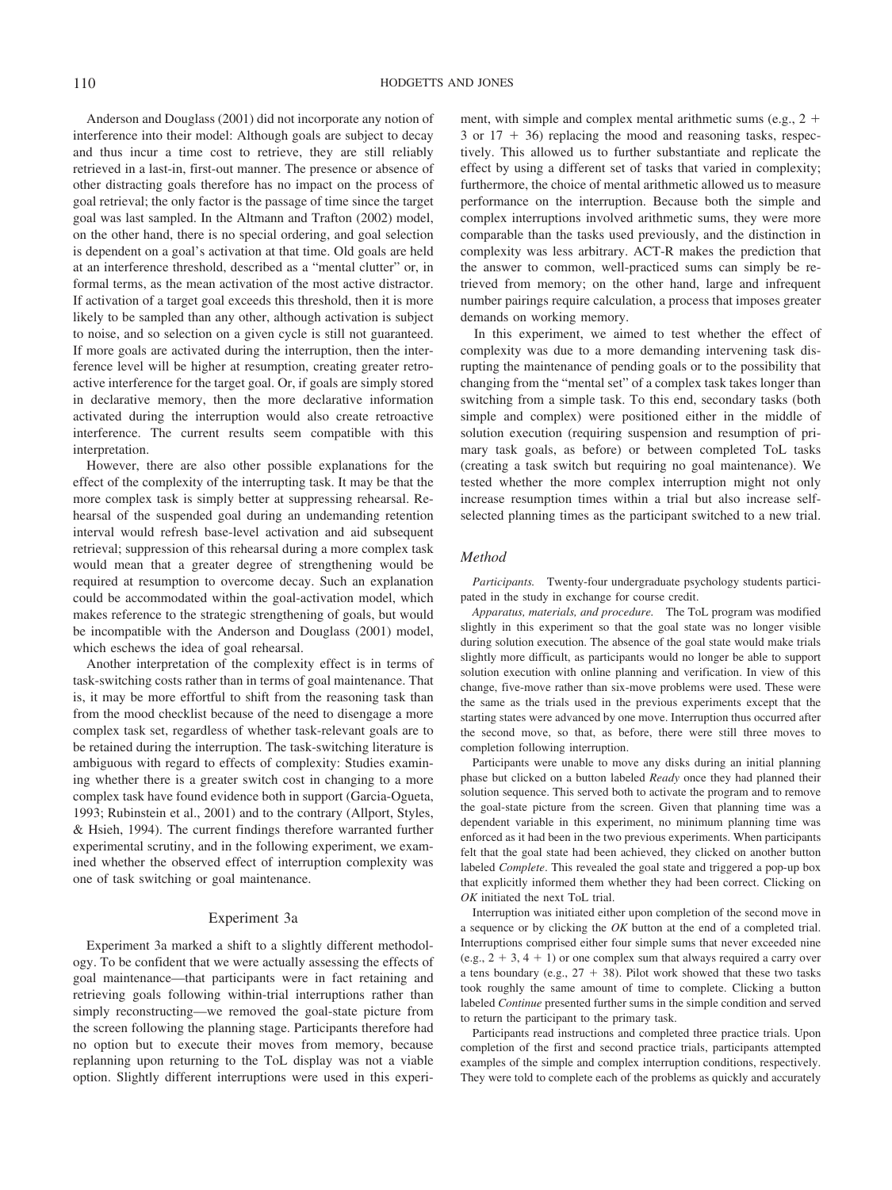Anderson and Douglass (2001) did not incorporate any notion of interference into their model: Although goals are subject to decay and thus incur a time cost to retrieve, they are still reliably retrieved in a last-in, first-out manner. The presence or absence of other distracting goals therefore has no impact on the process of goal retrieval; the only factor is the passage of time since the target goal was last sampled. In the Altmann and Trafton (2002) model, on the other hand, there is no special ordering, and goal selection is dependent on a goal's activation at that time. Old goals are held at an interference threshold, described as a "mental clutter" or, in formal terms, as the mean activation of the most active distractor. If activation of a target goal exceeds this threshold, then it is more likely to be sampled than any other, although activation is subject to noise, and so selection on a given cycle is still not guaranteed. If more goals are activated during the interruption, then the interference level will be higher at resumption, creating greater retroactive interference for the target goal. Or, if goals are simply stored in declarative memory, then the more declarative information activated during the interruption would also create retroactive interference. The current results seem compatible with this interpretation.

However, there are also other possible explanations for the effect of the complexity of the interrupting task. It may be that the more complex task is simply better at suppressing rehearsal. Rehearsal of the suspended goal during an undemanding retention interval would refresh base-level activation and aid subsequent retrieval; suppression of this rehearsal during a more complex task would mean that a greater degree of strengthening would be required at resumption to overcome decay. Such an explanation could be accommodated within the goal-activation model, which makes reference to the strategic strengthening of goals, but would be incompatible with the Anderson and Douglass (2001) model, which eschews the idea of goal rehearsal.

Another interpretation of the complexity effect is in terms of task-switching costs rather than in terms of goal maintenance. That is, it may be more effortful to shift from the reasoning task than from the mood checklist because of the need to disengage a more complex task set, regardless of whether task-relevant goals are to be retained during the interruption. The task-switching literature is ambiguous with regard to effects of complexity: Studies examining whether there is a greater switch cost in changing to a more complex task have found evidence both in support (Garcia-Ogueta, 1993; Rubinstein et al., 2001) and to the contrary (Allport, Styles, & Hsieh, 1994). The current findings therefore warranted further experimental scrutiny, and in the following experiment, we examined whether the observed effect of interruption complexity was one of task switching or goal maintenance.

## Experiment 3a

Experiment 3a marked a shift to a slightly different methodology. To be confident that we were actually assessing the effects of goal maintenance—that participants were in fact retaining and retrieving goals following within-trial interruptions rather than simply reconstructing—we removed the goal-state picture from the screen following the planning stage. Participants therefore had no option but to execute their moves from memory, because replanning upon returning to the ToL display was not a viable option. Slightly different interruptions were used in this experiment, with simple and complex mental arithmetic sums (e.g., 2 + 3 or 17 + 36) replacing the mood and reasoning tasks, respectively. This allowed us to further substantiate and replicate the effect by using a different set of tasks that varied in complexity; furthermore, the choice of mental arithmetic allowed us to measure performance on the interruption. Because both the simple and complex interruptions involved arithmetic sums, they were more comparable than the tasks used previously, and the distinction in complexity was less arbitrary. ACT-R makes the prediction that the answer to common, well-practiced sums can simply be retrieved from memory; on the other hand, large and infrequent number pairings require calculation, a process that imposes greater demands on working memory.

In this experiment, we aimed to test whether the effect of complexity was due to a more demanding intervening task disrupting the maintenance of pending goals or to the possibility that changing from the "mental set" of a complex task takes longer than switching from a simple task. To this end, secondary tasks (both simple and complex) were positioned either in the middle of solution execution (requiring suspension and resumption of primary task goals, as before) or between completed ToL tasks (creating a task switch but requiring no goal maintenance). We tested whether the more complex interruption might not only increase resumption times within a trial but also increase self-selected planning times as the participant switched to a new trial.

### Method

*Participants.* Twenty-four undergraduate psychology students participated in the study in exchange for course credit.

*Apparatus, materials, and procedure.* The ToL program was modified slightly in this experiment so that the goal state was no longer visible during solution execution. The absence of the goal state would make trials slightly more difficult, as participants would no longer be able to support solution execution with online planning and verification. In view of this change, five-move rather than six-move problems were used. These were the same as the trials used in the previous experiments except that the starting states were advanced by one move. Interruption thus occurred after the second move, so that, as before, there were still three moves to completion following interruption.

Participants were unable to move any disks during an initial planning phase but clicked on a button labeled *Ready* once they had planned their solution sequence. This served both to activate the program and to remove the goal-state picture from the screen. Given that planning time was a dependent variable in this experiment, no minimum planning time was enforced as it had been in the two previous experiments. When participants felt that the goal state had been achieved, they clicked on another button labeled *Complete*. This revealed the goal state and triggered a pop-up box that explicitly informed them whether they had been correct. Clicking on *OK* initiated the next ToL trial.

Interruption was initiated either upon completion of the second move in a sequence or by clicking the *OK* button at the end of a completed trial. Interruptions comprised either four simple sums that never exceeded nine (e.g., 2 + 3, 4 + 1) or one complex sum that always required a carry over a tens boundary (e.g., 27 + 38). Pilot work showed that these two tasks took roughly the same amount of time to complete. Clicking a button labeled *Continue* presented further sums in the simple condition and served to return the participant to the primary task.

Participants read instructions and completed three practice trials. Upon completion of the first and second practice trials, participants attempted examples of the simple and complex interruption conditions, respectively. They were told to complete each of the problems as quickly and accurately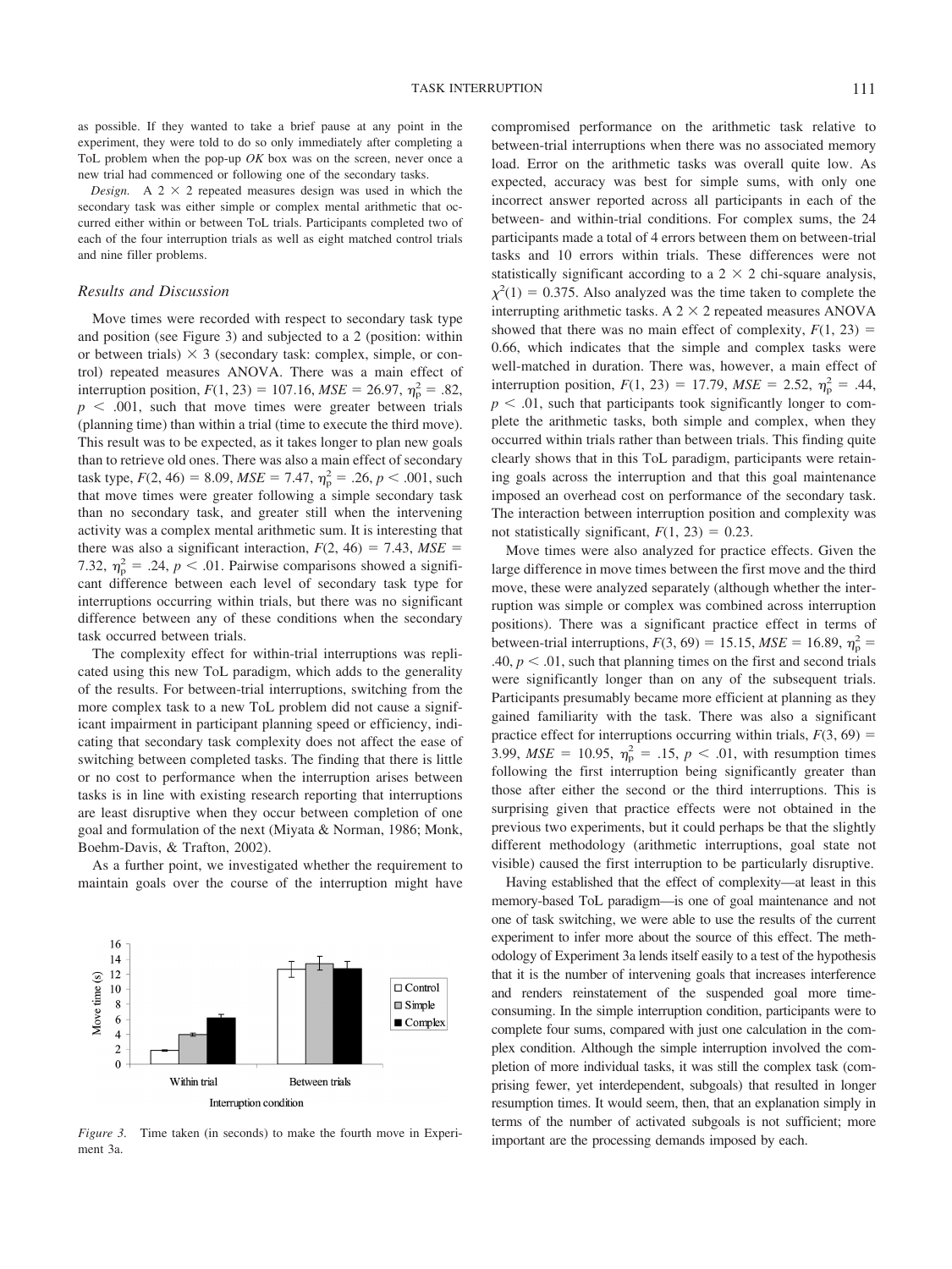as possible. If they wanted to take a brief pause at any point in the experiment, they were told to do so only immediately after completing a ToL problem when the pop-up *OK* box was on the screen, never once a new trial had commenced or following one of the secondary tasks.

*Design.* A 2 × 2 repeated measures design was used in which the secondary task was either simple or complex mental arithmetic that occurred either within or between ToL trials. Participants completed two of each of the four interruption trials as well as eight matched control trials and nine filler problems.

### Results and Discussion

Move times were recorded with respect to secondary task type and position (see Figure 3) and subjected to a 2 (position: within or between trials) × 3 (secondary task: complex, simple, or control) repeated measures ANOVA. There was a main effect of interruption position, $F(1, 23) = 107.16$, $MSE = 26.97$, $\eta_p^2 = .82$, $p < .001$, such that move times were greater between trials (planning time) than within a trial (time to execute the third move). This result was to be expected, as it takes longer to plan new goals than to retrieve old ones. There was also a main effect of secondary task type, $F(2, 46) = 8.09$, $MSE = 7.47$, $\eta_p^2 = .26$, $p < .001$, such that move times were greater following a simple secondary task than no secondary task, and greater still when the intervening activity was a complex mental arithmetic sum. It is interesting that there was also a significant interaction, $F(2, 46) = 7.43$, $MSE = 7.32$, $\eta_p^2 = .24$, $p < .01$. Pairwise comparisons showed a significant difference between each level of secondary task type for interruptions occurring within trials, but there was no significant difference between any of these conditions when the secondary task occurred between trials.

The complexity effect for within-trial interruptions was replicated using this new ToL paradigm, which adds to the generality of the results. For between-trial interruptions, switching from the more complex task to a new ToL problem did not cause a significant impairment in participant planning speed or efficiency, indicating that secondary task complexity does not affect the ease of switching between completed tasks. The finding that there is little or no cost to performance when the interruption arises between tasks is in line with existing research reporting that interruptions are least disruptive when they occur between completion of one goal and formulation of the next (Miyata & Norman, 1986; Monk, Boehm-Davis, & Trafton, 2002).

As a further point, we investigated whether the requirement to maintain goals over the course of the interruption might have compromised performance on the arithmetic task relative to between-trial interruptions when there was no associated memory load. Error on the arithmetic tasks was overall quite low. As expected, accuracy was best for simple sums, with only one incorrect answer reported across all participants in each of the between- and within-trial conditions. For complex sums, the 24 participants made a total of 4 errors between them on between-trial tasks and 10 errors within trials. These differences were not statistically significant according to a 2 × 2 chi-square analysis, $\chi^2(1) = 0.375$. Also analyzed was the time taken to complete the interrupting arithmetic tasks. A 2 × 2 repeated measures ANOVA showed that there was no main effect of complexity, $F(1, 23) = 0.66$, which indicates that the simple and complex tasks were well-matched in duration. There was, however, a main effect of interruption position, $F(1, 23) = 17.79$, $MSE = 2.52$, $\eta_p^2 = .44$, $p < .01$, such that participants took significantly longer to complete the arithmetic tasks, both simple and complex, when they occurred within trials rather than between trials. This finding quite clearly shows that in this ToL paradigm, participants were retaining goals across the interruption and that this goal maintenance imposed an overhead cost on performance of the secondary task. The interaction between interruption position and complexity was not statistically significant, $F(1, 23) = 0.23$.

Move times were also analyzed for practice effects. Given the large difference in move times between the first move and the third move, these were analyzed separately (although whether the interruption was simple or complex was combined across interruption positions). There was a significant practice effect in terms of between-trial interruptions, $F(3, 69) = 15.15$, $MSE = 16.89$, $\eta_p^2 = .40$, $p < .01$, such that planning times on the first and second trials were significantly longer than on any of the subsequent trials. Participants presumably became more efficient at planning as they gained familiarity with the task. There was also a significant practice effect for interruptions occurring within trials, $F(3, 69) = 3.99$, $MSE = 10.95$, $\eta_p^2 = .15$, $p < .01$, with resumption times following the first interruption being significantly greater than those after either the second or the third interruptions. This is surprising given that practice effects were not obtained in the previous two experiments, but it could perhaps be that the slightly different methodology (arithmetic interruptions, goal state not visible) caused the first interruption to be particularly disruptive.

Having established that the effect of complexity—at least in this memory-based ToL paradigm—is one of goal maintenance and not one of task switching, we were able to use the results of the current experiment to infer more about the source of this effect. The methodology of Experiment 3a lends itself easily to a test of the hypothesis that it is the number of intervening goals that increases interference and renders reinstatement of the suspended goal more time-consuming. In the simple interruption condition, participants were to complete four sums, compared with just one calculation in the complex condition. Although the simple interruption involved the completion of more individual tasks, it was still the complex task (comprising fewer, yet interdependent, subgoals) that resulted in longer resumption times. It would seem, then, that an explanation simply in terms of the number of activated subgoals is not sufficient; more important are the processing demands imposed by each.

*Figure 3.* Time taken (in seconds) to make the fourth move in Experiment 3a.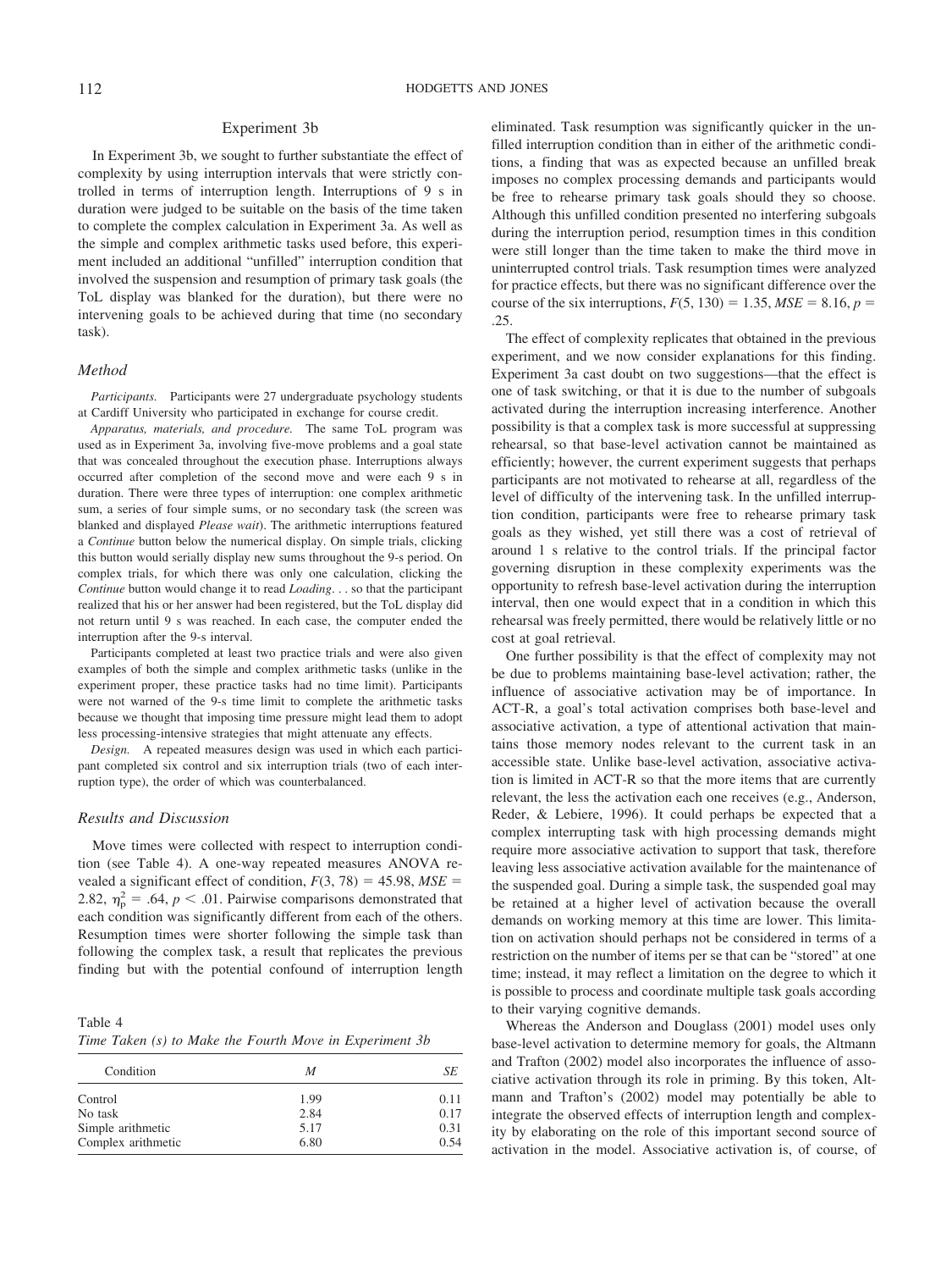## Experiment 3b

In Experiment 3b, we sought to further substantiate the effect of complexity by using interruption intervals that were strictly controlled in terms of interruption length. Interruptions of 9 s in duration were judged to be suitable on the basis of the time taken to complete the complex calculation in Experiment 3a. As well as the simple and complex arithmetic tasks used before, this experiment included an additional "unfilled" interruption condition that involved the suspension and resumption of primary task goals (the ToL display was blanked for the duration), but there were no intervening goals to be achieved during that time (no secondary task).

### *Method*

*Participants.* Participants were 27 undergraduate psychology students at Cardiff University who participated in exchange for course credit.

*Apparatus, materials, and procedure.* The same ToL program was used as in Experiment 3a, involving five-move problems and a goal state that was concealed throughout the execution phase. Interruptions always occurred after completion of the second move and were each 9 s in duration. There were three types of interruption: one complex arithmetic sum, a series of four simple sums, or no secondary task (the screen was blanked and displayed *Please wait*). The arithmetic interruptions featured a *Continue* button below the numerical display. On simple trials, clicking this button would serially display new sums throughout the 9-s period. On complex trials, for which there was only one calculation, clicking the *Continue* button would change it to read *Loading*. . . so that the participant realized that his or her answer had been registered, but the ToL display did not return until 9 s was reached. In each case, the computer ended the interruption after the 9-s interval.

Participants completed at least two practice trials and were also given examples of both the simple and complex arithmetic tasks (unlike in the experiment proper, these practice tasks had no time limit). Participants were not warned of the 9-s time limit to complete the arithmetic tasks because we thought that imposing time pressure might lead them to adopt less processing-intensive strategies that might attenuate any effects.

*Design.* A repeated measures design was used in which each participant completed six control and six interruption trials (two of each interruption type), the order of which was counterbalanced.

### *Results and Discussion*

Move times were collected with respect to interruption condition (see Table 4). A one-way repeated measures ANOVA revealed a significant effect of condition, $F(3, 78) = 45.98$, $MSE = 2.82$, $\eta_p^2 = .64$, $p < .01$. Pairwise comparisons demonstrated that each condition was significantly different from each of the others. Resumption times were shorter following the simple task than following the complex task, a result that replicates the previous finding but with the potential confound of interruption length eliminated. Task resumption was significantly quicker in the unfilled interruption condition than in either of the arithmetic conditions, a finding that was as expected because an unfilled break imposes no complex processing demands and participants would be free to rehearse primary task goals should they so choose. Although this unfilled condition presented no interfering subgoals during the interruption period, resumption times in this condition were still longer than the time taken to make the third move in uninterrupted control trials. Task resumption times were analyzed for practice effects, but there was no significant difference over the course of the six interruptions, $F(5, 130) = 1.35$, $MSE = 8.16$, $p = .25$.

Table 4
*Time Taken (s) to Make the Fourth Move in Experiment 3b*

| Condition | *M* | *SE* |
|---|---|---|
| Control | 1.99 | 0.11 |
| No task | 2.84 | 0.17 |
| Simple arithmetic | 5.17 | 0.31 |
| Complex arithmetic | 6.80 | 0.54 |

The effect of complexity replicates that obtained in the previous experiment, and we now consider explanations for this finding. Experiment 3a cast doubt on two suggestions—that the effect is one of task switching, or that it is due to the number of subgoals activated during the interruption increasing interference. Another possibility is that a complex task is more successful at suppressing rehearsal, so that base-level activation cannot be maintained as efficiently; however, the current experiment suggests that perhaps participants are not motivated to rehearse at all, regardless of the level of difficulty of the intervening task. In the unfilled interruption condition, participants were free to rehearse primary task goals as they wished, yet still there was a cost of retrieval of around 1 s relative to the control trials. If the principal factor governing disruption in these complexity experiments was the opportunity to refresh base-level activation during the interruption interval, then one would expect that in a condition in which this rehearsal was freely permitted, there would be relatively little or no cost at goal retrieval.

One further possibility is that the effect of complexity may not be due to problems maintaining base-level activation; rather, the influence of associative activation may be of importance. In ACT-R, a goal's total activation comprises both base-level and associative activation, a type of attentional activation that maintains those memory nodes relevant to the current task in an accessible state. Unlike base-level activation, associative activation is limited in ACT-R so that the more items that are currently relevant, the less the activation each one receives (e.g., Anderson, Reder, & Lebiere, 1996). It could perhaps be expected that a complex interrupting task with high processing demands might require more associative activation to support that task, therefore leaving less associative activation available for the maintenance of the suspended goal. During a simple task, the suspended goal may be retained at a higher level of activation because the overall demands on working memory at this time are lower. This limitation on activation should perhaps not be considered in terms of a restriction on the number of items per se that can be "stored" at one time; instead, it may reflect a limitation on the degree to which it is possible to process and coordinate multiple task goals according to their varying cognitive demands.

Whereas the Anderson and Douglass (2001) model uses only base-level activation to determine memory for goals, the Altmann and Trafton (2002) model also incorporates the influence of associative activation through its role in priming. By this token, Altmann and Trafton's (2002) model may potentially be able to integrate the observed effects of interruption length and complexity by elaborating on the role of this important second source of activation in the model. Associative activation is, of course, of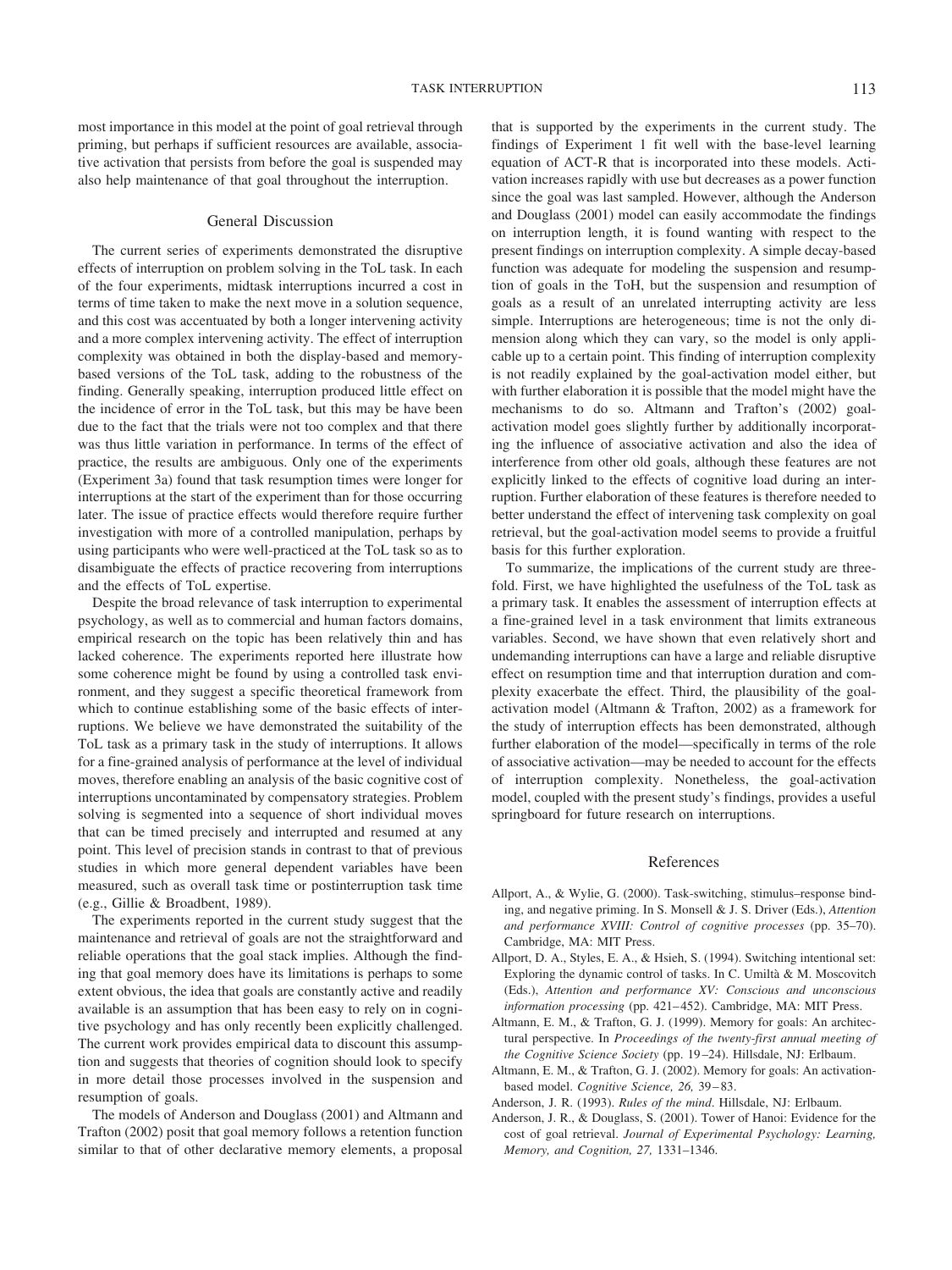most importance in this model at the point of goal retrieval through priming, but perhaps if sufficient resources are available, associative activation that persists from before the goal is suspended may also help maintenance of that goal throughout the interruption.

## General Discussion

The current series of experiments demonstrated the disruptive effects of interruption on problem solving in the ToL task. In each of the four experiments, midtask interruptions incurred a cost in terms of time taken to make the next move in a solution sequence, and this cost was accentuated by both a longer intervening activity and a more complex intervening activity. The effect of interruption complexity was obtained in both the display-based and memory-based versions of the ToL task, adding to the robustness of the finding. Generally speaking, interruption produced little effect on the incidence of error in the ToL task, but this may be have been due to the fact that the trials were not too complex and that there was thus little variation in performance. In terms of the effect of practice, the results are ambiguous. Only one of the experiments (Experiment 3a) found that task resumption times were longer for interruptions at the start of the experiment than for those occurring later. The issue of practice effects would therefore require further investigation with more of a controlled manipulation, perhaps by using participants who were well-practiced at the ToL task so as to disambiguate the effects of practice recovering from interruptions and the effects of ToL expertise.

Despite the broad relevance of task interruption to experimental psychology, as well as to commercial and human factors domains, empirical research on the topic has been relatively thin and has lacked coherence. The experiments reported here illustrate how some coherence might be found by using a controlled task environment, and they suggest a specific theoretical framework from which to continue establishing some of the basic effects of interruptions. We believe we have demonstrated the suitability of the ToL task as a primary task in the study of interruptions. It allows for a fine-grained analysis of performance at the level of individual moves, therefore enabling an analysis of the basic cognitive cost of interruptions uncontaminated by compensatory strategies. Problem solving is segmented into a sequence of short individual moves that can be timed precisely and interrupted and resumed at any point. This level of precision stands in contrast to that of previous studies in which more general dependent variables have been measured, such as overall task time or postinterruption task time (e.g., Gillie & Broadbent, 1989).

The experiments reported in the current study suggest that the maintenance and retrieval of goals are not the straightforward and reliable operations that the goal stack implies. Although the finding that goal memory does have its limitations is perhaps to some extent obvious, the idea that goals are constantly active and readily available is an assumption that has been easy to rely on in cognitive psychology and has only recently been explicitly challenged. The current work provides empirical data to discount this assumption and suggests that theories of cognition should look to specify in more detail those processes involved in the suspension and resumption of goals.

The models of Anderson and Douglass (2001) and Altmann and Trafton (2002) posit that goal memory follows a retention function similar to that of other declarative memory elements, a proposal that is supported by the experiments in the current study. The findings of Experiment 1 fit well with the base-level learning equation of ACT-R that is incorporated into these models. Activation increases rapidly with use but decreases as a power function since the goal was last sampled. However, although the Anderson and Douglass (2001) model can easily accommodate the findings on interruption length, it is found wanting with respect to the present findings on interruption complexity. A simple decay-based function was adequate for modeling the suspension and resumption of goals in the ToH, but the suspension and resumption of goals as a result of an unrelated interrupting activity are less simple. Interruptions are heterogeneous; time is not the only dimension along which they can vary, so the model is only applicable up to a certain point. This finding of interruption complexity is not readily explained by the goal-activation model either, but with further elaboration it is possible that the model might have the mechanisms to do so. Altmann and Trafton's (2002) goal-activation model goes slightly further by additionally incorporating the influence of associative activation and also the idea of interference from other old goals, although these features are not explicitly linked to the effects of cognitive load during an interruption. Further elaboration of these features is therefore needed to better understand the effect of intervening task complexity on goal retrieval, but the goal-activation model seems to provide a fruitful basis for this further exploration.

To summarize, the implications of the current study are threefold. First, we have highlighted the usefulness of the ToL task as a primary task. It enables the assessment of interruption effects at a fine-grained level in a task environment that limits extraneous variables. Second, we have shown that even relatively short and undemanding interruptions can have a large and reliable disruptive effect on resumption time and that interruption duration and complexity exacerbate the effect. Third, the plausibility of the goal-activation model (Altmann & Trafton, 2002) as a framework for the study of interruption effects has been demonstrated, although further elaboration of the model—specifically in terms of the role of associative activation—may be needed to account for the effects of interruption complexity. Nonetheless, the goal-activation model, coupled with the present study's findings, provides a useful springboard for future research on interruptions.

## References

Allport, A., & Wylie, G. (2000). Task-switching, stimulus–response binding, and negative priming. In S. Monsell & J. S. Driver (Eds.), *Attention and performance XVIII: Control of cognitive processes* (pp. 35–70). Cambridge, MA: MIT Press.

Allport, D. A., Styles, E. A., & Hsieh, S. (1994). Switching intentional set: Exploring the dynamic control of tasks. In C. Umiltà & M. Moscovitch (Eds.), *Attention and performance XV: Conscious and unconscious information processing* (pp. 421–452). Cambridge, MA: MIT Press.

Altmann, E. M., & Trafton, G. J. (1999). Memory for goals: An architectural perspective. In *Proceedings of the twenty-first annual meeting of the Cognitive Science Society* (pp. 19–24). Hillsdale, NJ: Erlbaum.

Altmann, E. M., & Trafton, G. J. (2002). Memory for goals: An activation-based model. *Cognitive Science, 26,* 39–83.

Anderson, J. R. (1993). *Rules of the mind*. Hillsdale, NJ: Erlbaum.

Anderson, J. R., & Douglass, S. (2001). Tower of Hanoi: Evidence for the cost of goal retrieval. *Journal of Experimental Psychology: Learning, Memory, and Cognition, 27,* 1331–1346.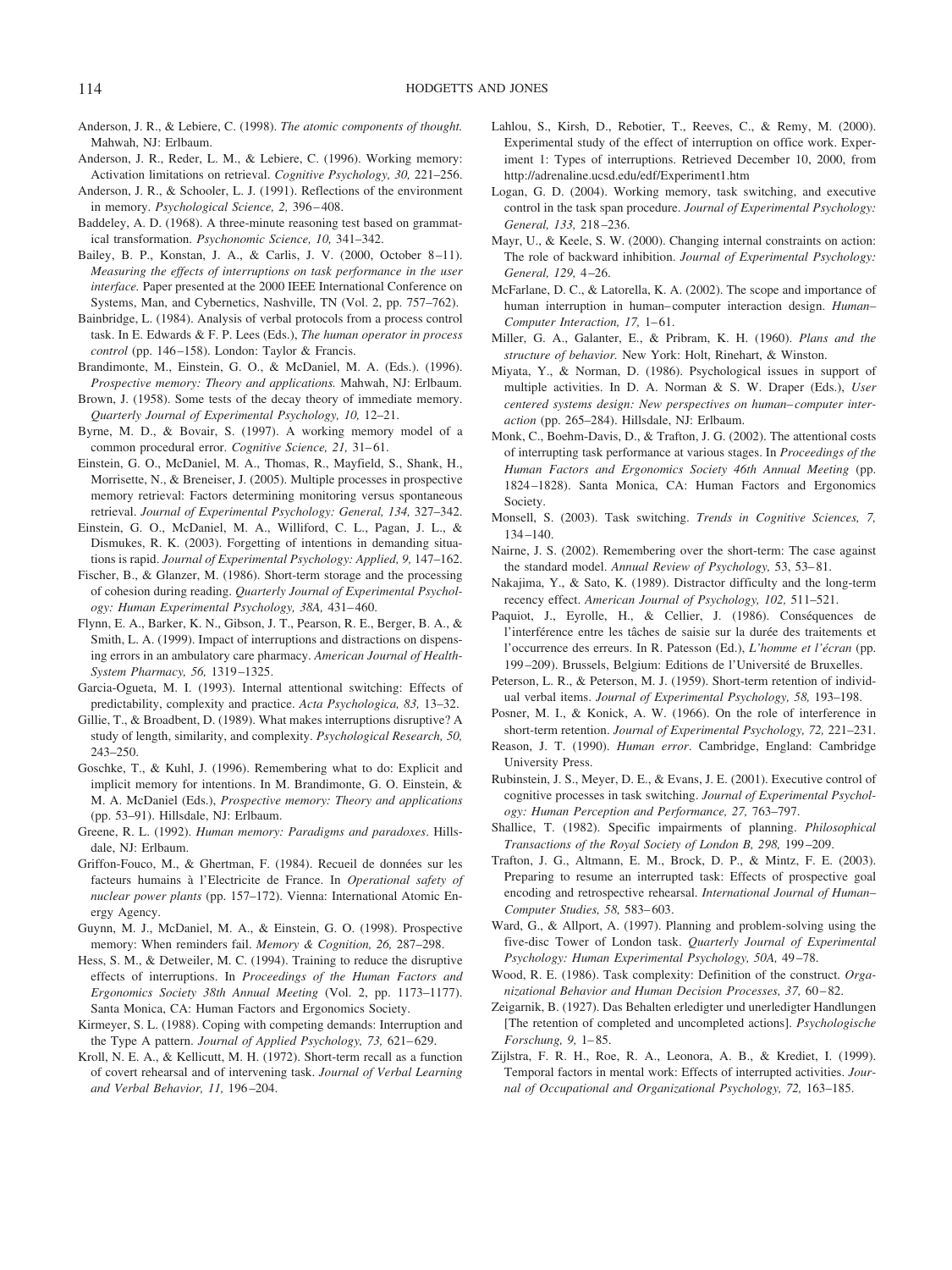Anderson, J. R., & Lebiere, C. (1998). *The atomic components of thought.* Mahwah, NJ: Erlbaum.

Anderson, J. R., Reder, L. M., & Lebiere, C. (1996). Working memory: Activation limitations on retrieval. *Cognitive Psychology, 30,* 221–256.

Anderson, J. R., & Schooler, L. J. (1991). Reflections of the environment in memory. *Psychological Science, 2,* 396–408.

Baddeley, A. D. (1968). A three-minute reasoning test based on grammatical transformation. *Psychonomic Science, 10,* 341–342.

Bailey, B. P., Konstan, J. A., & Carlis, J. V. (2000, October 8–11). *Measuring the effects of interruptions on task performance in the user interface.* Paper presented at the 2000 IEEE International Conference on Systems, Man, and Cybernetics, Nashville, TN (Vol. 2, pp. 757–762).

Bainbridge, L. (1984). Analysis of verbal protocols from a process control task. In E. Edwards & F. P. Lees (Eds.), *The human operator in process control* (pp. 146–158). London: Taylor & Francis.

Brandimonte, M., Einstein, G. O., & McDaniel, M. A. (Eds.). (1996). *Prospective memory: Theory and applications.* Mahwah, NJ: Erlbaum.

Brown, J. (1958). Some tests of the decay theory of immediate memory. *Quarterly Journal of Experimental Psychology, 10,* 12–21.

Byrne, M. D., & Bovair, S. (1997). A working memory model of a common procedural error. *Cognitive Science, 21,* 31–61.

Einstein, G. O., McDaniel, M. A., Thomas, R., Mayfield, S., Shank, H., Morrisette, N., & Breneiser, J. (2005). Multiple processes in prospective memory retrieval: Factors determining monitoring versus spontaneous retrieval. *Journal of Experimental Psychology: General, 134,* 327–342.

Einstein, G. O., McDaniel, M. A., Williford, C. L., Pagan, J. L., & Dismukes, R. K. (2003). Forgetting of intentions in demanding situations is rapid. *Journal of Experimental Psychology: Applied, 9,* 147–162.

Fischer, B., & Glanzer, M. (1986). Short-term storage and the processing of cohesion during reading. *Quarterly Journal of Experimental Psychology: Human Experimental Psychology, 38A,* 431–460.

Flynn, E. A., Barker, K. N., Gibson, J. T., Pearson, R. E., Berger, B. A., & Smith, L. A. (1999). Impact of interruptions and distractions on dispensing errors in an ambulatory care pharmacy. *American Journal of Health-System Pharmacy, 56,* 1319–1325.

Garcia-Ogueta, M. I. (1993). Internal attentional switching: Effects of predictability, complexity and practice. *Acta Psychologica, 83,* 13–32.

Gillie, T., & Broadbent, D. (1989). What makes interruptions disruptive? A study of length, similarity, and complexity. *Psychological Research, 50,* 243–250.

Goschke, T., & Kuhl, J. (1996). Remembering what to do: Explicit and implicit memory for intentions. In M. Brandimonte, G. O. Einstein, & M. A. McDaniel (Eds.), *Prospective memory: Theory and applications* (pp. 53–91). Hillsdale, NJ: Erlbaum.

Greene, R. L. (1992). *Human memory: Paradigms and paradoxes*. Hillsdale, NJ: Erlbaum.

Griffon-Fouco, M., & Ghertman, F. (1984). Recueil de données sur les facteurs humains à l'Electricite de France. In *Operational safety of nuclear power plants* (pp. 157–172). Vienna: International Atomic Energy Agency.

Guynn, M. J., McDaniel, M. A., & Einstein, G. O. (1998). Prospective memory: When reminders fail. *Memory & Cognition, 26,* 287–298.

Hess, S. M., & Detweiler, M. C. (1994). Training to reduce the disruptive effects of interruptions. In *Proceedings of the Human Factors and Ergonomics Society 38th Annual Meeting* (Vol. 2, pp. 1173–1177). Santa Monica, CA: Human Factors and Ergonomics Society.

Kirmeyer, S. L. (1988). Coping with competing demands: Interruption and the Type A pattern. *Journal of Applied Psychology, 73,* 621–629.

Kroll, N. E. A., & Kellicutt, M. H. (1972). Short-term recall as a function of covert rehearsal and of intervening task. *Journal of Verbal Learning and Verbal Behavior, 11,* 196–204.

Lahlou, S., Kirsh, D., Rebotier, T., Reeves, C., & Remy, M. (2000). Experimental study of the effect of interruption on office work. Experiment 1: Types of interruptions. Retrieved December 10, 2000, from http://adrenaline.ucsd.edu/edf/Experiment1.htm

Logan, G. D. (2004). Working memory, task switching, and executive control in the task span procedure. *Journal of Experimental Psychology: General, 133,* 218–236.

Mayr, U., & Keele, S. W. (2000). Changing internal constraints on action: The role of backward inhibition. *Journal of Experimental Psychology: General, 129,* 4–26.

McFarlane, D. C., & Latorella, K. A. (2002). The scope and importance of human interruption in human–computer interaction design. *Human–Computer Interaction, 17,* 1–61.

Miller, G. A., Galanter, E., & Pribram, K. H. (1960). *Plans and the structure of behavior.* New York: Holt, Rinehart, & Winston.

Miyata, Y., & Norman, D. (1986). Psychological issues in support of multiple activities. In D. A. Norman & S. W. Draper (Eds.), *User centered systems design: New perspectives on human–computer interaction* (pp. 265–284). Hillsdale, NJ: Erlbaum.

Monk, C., Boehm-Davis, D., & Trafton, J. G. (2002). The attentional costs of interrupting task performance at various stages. In *Proceedings of the Human Factors and Ergonomics Society 46th Annual Meeting* (pp. 1824–1828). Santa Monica, CA: Human Factors and Ergonomics Society.

Monsell, S. (2003). Task switching. *Trends in Cognitive Sciences, 7,* 134–140.

Nairne, J. S. (2002). Remembering over the short-term: The case against the standard model. *Annual Review of Psychology,* 53, 53–81.

Nakajima, Y., & Sato, K. (1989). Distractor difficulty and the long-term recency effect. *American Journal of Psychology, 102,* 511–521.

Paquiot, J., Eyrolle, H., & Cellier, J. (1986). Conséquences de l'interférence entre les tâches de saisie sur la durée des traitements et l'occurrence des erreurs. In R. Patesson (Ed.), *L'homme et l'écran* (pp. 199–209). Brussels, Belgium: Editions de l'Université de Bruxelles.

Peterson, L. R., & Peterson, M. J. (1959). Short-term retention of individual verbal items. *Journal of Experimental Psychology, 58,* 193–198.

Posner, M. I., & Konick, A. W. (1966). On the role of interference in short-term retention. *Journal of Experimental Psychology, 72,* 221–231.

Reason, J. T. (1990). *Human error*. Cambridge, England: Cambridge University Press.

Rubinstein, J. S., Meyer, D. E., & Evans, J. E. (2001). Executive control of cognitive processes in task switching. *Journal of Experimental Psychology: Human Perception and Performance, 27,* 763–797.

Shallice, T. (1982). Specific impairments of planning. *Philosophical Transactions of the Royal Society of London B, 298,* 199–209.

Trafton, J. G., Altmann, E. M., Brock, D. P., & Mintz, F. E. (2003). Preparing to resume an interrupted task: Effects of prospective goal encoding and retrospective rehearsal. *International Journal of Human–Computer Studies, 58,* 583–603.

Ward, G., & Allport, A. (1997). Planning and problem-solving using the five-disc Tower of London task. *Quarterly Journal of Experimental Psychology: Human Experimental Psychology, 50A,* 49–78.

Wood, R. E. (1986). Task complexity: Definition of the construct. *Organizational Behavior and Human Decision Processes, 37,* 60–82.

Zeigarnik, B. (1927). Das Behalten erledigter und unerledigter Handlungen [The retention of completed and uncompleted actions]. *Psychologische Forschung, 9,* 1–85.

Zijlstra, F. R. H., Roe, R. A., Leonora, A. B., & Krediet, I. (1999). Temporal factors in mental work: Effects of interrupted activities. *Journal of Occupational and Organizational Psychology, 72,* 163–185.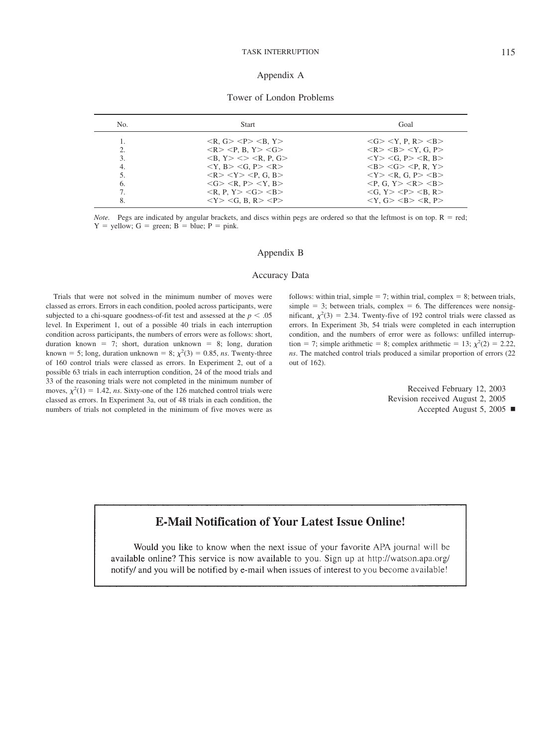# Appendix A

## Tower of London Problems

| No. | Start | Goal |
|---|---|---|
| 1. | <R, G> <P> <B, Y> | <G> <Y, P, R> <B> |
| 2. | <R> <P, B, Y> <G> | <R> <B> <Y, G, P> |
| 3. | <B, Y> <> <R, P, G> | <Y> <G, P> <R, B> |
| 4. | <Y, B> <G, P> <R> | <B> <G> <P, R, Y> |
| 5. | <R> <Y> <P, G, B> | <Y> <R, G, P> <B> |
| 6. | <G> <R, P> <Y, B> | <P, G, Y> <R> <B> |
| 7. | <R, P, Y> <G> <B> | <G, Y> <P> <B, R> |
| 8. | <Y> <G, B, R> <P> | <Y, G> <B> <R, P> |

*Note.* Pegs are indicated by angular brackets, and discs within pegs are ordered so that the leftmost is on top. R = red; Y = yellow; G = green; B = blue; P = pink.

# Appendix B

## Accuracy Data

Trials that were not solved in the minimum number of moves were classed as errors. Errors in each condition, pooled across participants, were subjected to a chi-square goodness-of-fit test and assessed at the $p < .05$ level. In Experiment 1, out of a possible 40 trials in each interruption condition across participants, the numbers of errors were as follows: short, duration known = 7; short, duration unknown = 8; long, duration known = 5; long, duration unknown = 8; $\chi^2(3) = 0.85$, *ns*. Twenty-three of 160 control trials were classed as errors. In Experiment 2, out of a possible 63 trials in each interruption condition, 24 of the mood trials and 33 of the reasoning trials were not completed in the minimum number of moves, $\chi^2(1) = 1.42$, *ns*. Sixty-one of the 126 matched control trials were classed as errors. In Experiment 3a, out of 48 trials in each condition, the numbers of trials not completed in the minimum of five moves were as follows: within trial, simple = 7; within trial, complex = 8; between trials, simple = 3; between trials, complex = 6. The differences were nonsignificant, $\chi^2(3) = 2.34$. Twenty-five of 192 control trials were classed as errors. In Experiment 3b, 54 trials were completed in each interruption condition, and the numbers of error were as follows: unfilled interruption = 7; simple arithmetic = 8; complex arithmetic = 13; $\chi^2(2) = 2.22$, *ns*. The matched control trials produced a similar proportion of errors (22 out of 162).

Received February 12, 2003
Revision received August 2, 2005
Accepted August 5, 2005 ■

**E-Mail Notification of Your Latest Issue Online!**

Would you like to know when the next issue of your favorite APA journal will be available online? This service is now available to you. Sign up at http://watson.apa.org/notify/ and you will be notified by e-mail when issues of interest to you become available!